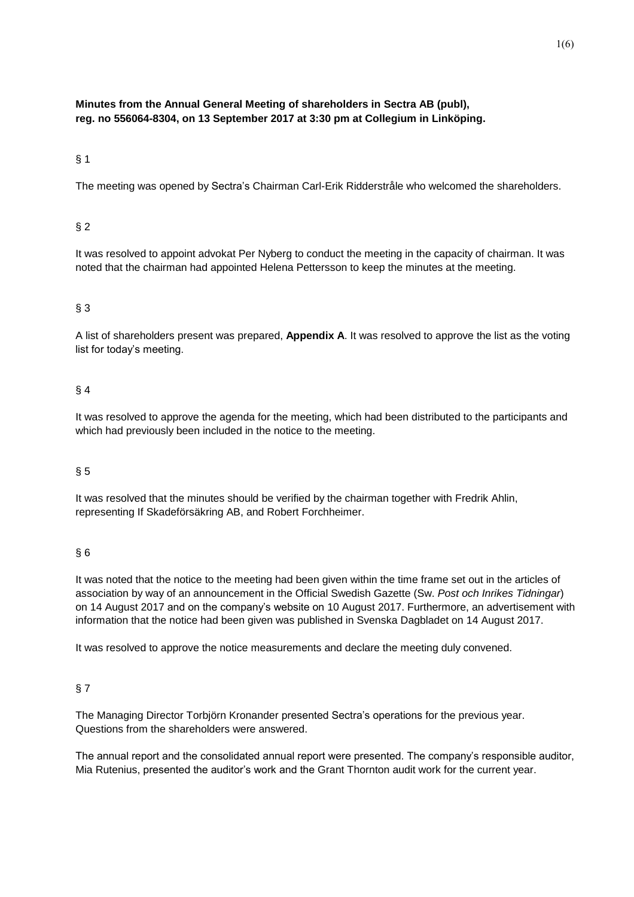**Minutes from the Annual General Meeting of shareholders in Sectra AB (publ), reg. no 556064-8304, on 13 September 2017 at 3:30 pm at Collegium in Linköping.**

§ 1

The meeting was opened by Sectra's Chairman Carl-Erik Ridderstråle who welcomed the shareholders.

§ 2

It was resolved to appoint advokat Per Nyberg to conduct the meeting in the capacity of chairman. It was noted that the chairman had appointed Helena Pettersson to keep the minutes at the meeting.

§ 3

A list of shareholders present was prepared, **Appendix A**. It was resolved to approve the list as the voting list for today's meeting.

§ 4

It was resolved to approve the agenda for the meeting, which had been distributed to the participants and which had previously been included in the notice to the meeting.

§ 5

It was resolved that the minutes should be verified by the chairman together with Fredrik Ahlin, representing If Skadeförsäkring AB, and Robert Forchheimer.

§ 6

It was noted that the notice to the meeting had been given within the time frame set out in the articles of association by way of an announcement in the Official Swedish Gazette (Sw. *Post och Inrikes Tidningar*) on 14 August 2017 and on the company's website on 10 August 2017. Furthermore, an advertisement with information that the notice had been given was published in Svenska Dagbladet on 14 August 2017.

It was resolved to approve the notice measurements and declare the meeting duly convened.

§ 7

The Managing Director Torbjörn Kronander presented Sectra's operations for the previous year. Questions from the shareholders were answered.

The annual report and the consolidated annual report were presented. The company's responsible auditor, Mia Rutenius, presented the auditor's work and the Grant Thornton audit work for the current year.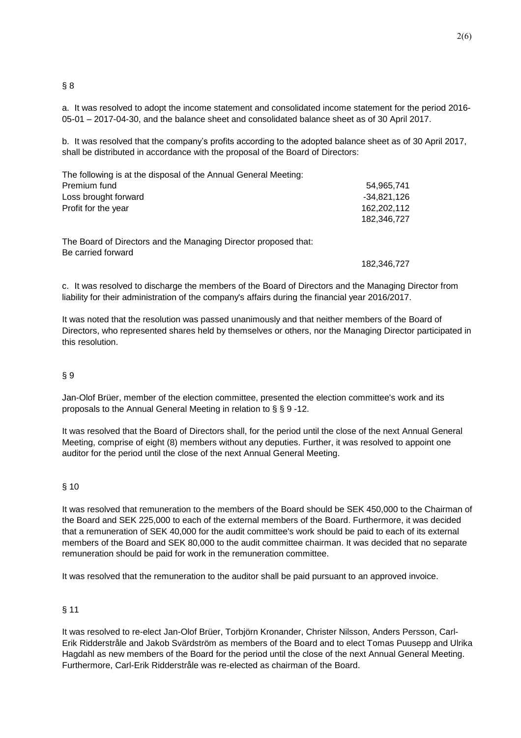§ 8

a. It was resolved to adopt the income statement and consolidated income statement for the period 2016-05-01 – 2017-04-30, and the balance sheet and consolidated balance sheet as of 30 April 2017.

b. It was resolved that the company's profits according to the adopted balance sheet as of 30 April 2017, shall be distributed in accordance with the proposal of the Board of Directors:

| The following is at the disposal of the Annual General Meeting: | |
|---|---|
| Premium fund | 54,965,741 |
| Loss brought forward | -34,821,126 |
| Profit for the year | 162,202,112 |
| | 182,346,727 |

| The Board of Directors and the Managing Director proposed that: | |
|---|---|
| Be carried forward | |
| | 182,346,727 |

c. It was resolved to discharge the members of the Board of Directors and the Managing Director from liability for their administration of the company's affairs during the financial year 2016/2017.

It was noted that the resolution was passed unanimously and that neither members of the Board of Directors, who represented shares held by themselves or others, nor the Managing Director participated in this resolution.

§ 9

Jan-Olof Brüer, member of the election committee, presented the election committee's work and its proposals to the Annual General Meeting in relation to § § 9 -12.

It was resolved that the Board of Directors shall, for the period until the close of the next Annual General Meeting, comprise of eight (8) members without any deputies. Further, it was resolved to appoint one auditor for the period until the close of the next Annual General Meeting.

§ 10

It was resolved that remuneration to the members of the Board should be SEK 450,000 to the Chairman of the Board and SEK 225,000 to each of the external members of the Board. Furthermore, it was decided that a remuneration of SEK 40,000 for the audit committee's work should be paid to each of its external members of the Board and SEK 80,000 to the audit committee chairman. It was decided that no separate remuneration should be paid for work in the remuneration committee.

It was resolved that the remuneration to the auditor shall be paid pursuant to an approved invoice.

§ 11

It was resolved to re-elect Jan-Olof Brüer, Torbjörn Kronander, Christer Nilsson, Anders Persson, Carl-Erik Ridderstråle and Jakob Svärdström as members of the Board and to elect Tomas Puusepp and Ulrika Hagdahl as new members of the Board for the period until the close of the next Annual General Meeting. Furthermore, Carl-Erik Ridderstråle was re-elected as chairman of the Board.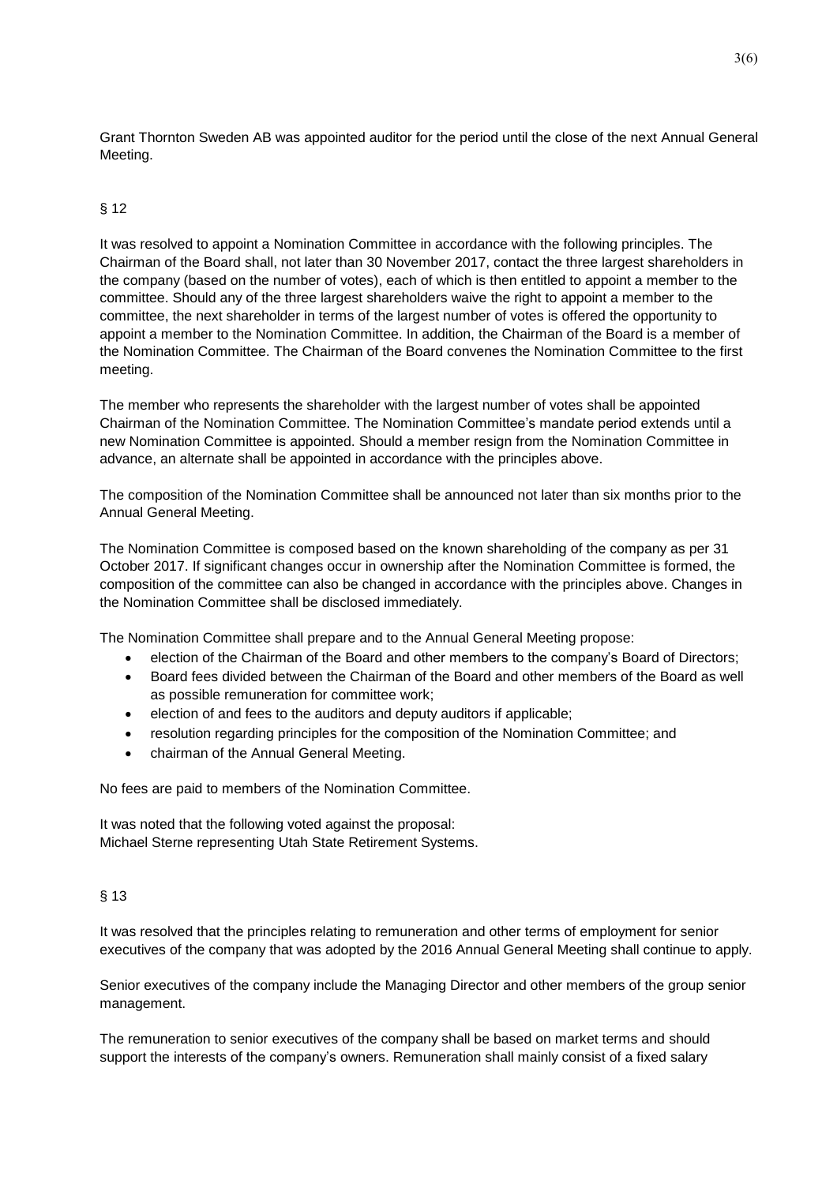Grant Thornton Sweden AB was appointed auditor for the period until the close of the next Annual General Meeting.

§ 12

It was resolved to appoint a Nomination Committee in accordance with the following principles. The Chairman of the Board shall, not later than 30 November 2017, contact the three largest shareholders in the company (based on the number of votes), each of which is then entitled to appoint a member to the committee. Should any of the three largest shareholders waive the right to appoint a member to the committee, the next shareholder in terms of the largest number of votes is offered the opportunity to appoint a member to the Nomination Committee. In addition, the Chairman of the Board is a member of the Nomination Committee. The Chairman of the Board convenes the Nomination Committee to the first meeting.

The member who represents the shareholder with the largest number of votes shall be appointed Chairman of the Nomination Committee. The Nomination Committee's mandate period extends until a new Nomination Committee is appointed. Should a member resign from the Nomination Committee in advance, an alternate shall be appointed in accordance with the principles above.

The composition of the Nomination Committee shall be announced not later than six months prior to the Annual General Meeting.

The Nomination Committee is composed based on the known shareholding of the company as per 31 October 2017. If significant changes occur in ownership after the Nomination Committee is formed, the composition of the committee can also be changed in accordance with the principles above. Changes in the Nomination Committee shall be disclosed immediately.

The Nomination Committee shall prepare and to the Annual General Meeting propose:

- election of the Chairman of the Board and other members to the company's Board of Directors;
- Board fees divided between the Chairman of the Board and other members of the Board as well as possible remuneration for committee work;
- election of and fees to the auditors and deputy auditors if applicable;
- resolution regarding principles for the composition of the Nomination Committee; and
- chairman of the Annual General Meeting.

No fees are paid to members of the Nomination Committee.

It was noted that the following voted against the proposal:
Michael Sterne representing Utah State Retirement Systems.

§ 13

It was resolved that the principles relating to remuneration and other terms of employment for senior executives of the company that was adopted by the 2016 Annual General Meeting shall continue to apply.

Senior executives of the company include the Managing Director and other members of the group senior management.

The remuneration to senior executives of the company shall be based on market terms and should support the interests of the company's owners. Remuneration shall mainly consist of a fixed salary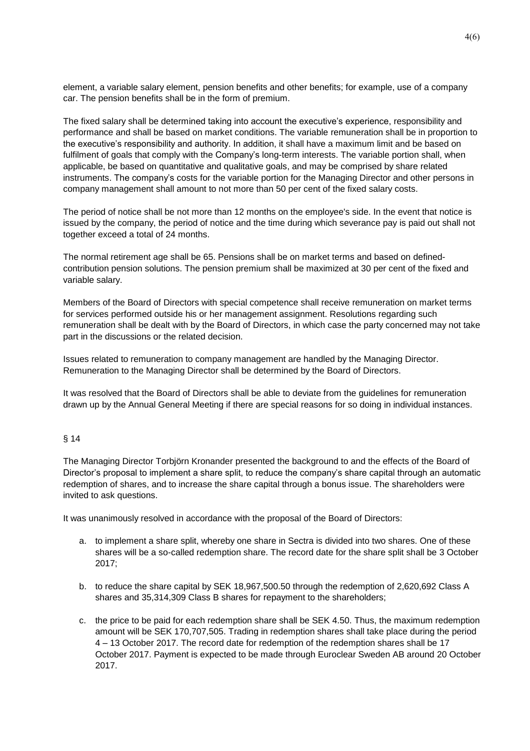element, a variable salary element, pension benefits and other benefits; for example, use of a company car. The pension benefits shall be in the form of premium.

The fixed salary shall be determined taking into account the executive's experience, responsibility and performance and shall be based on market conditions. The variable remuneration shall be in proportion to the executive's responsibility and authority. In addition, it shall have a maximum limit and be based on fulfilment of goals that comply with the Company's long-term interests. The variable portion shall, when applicable, be based on quantitative and qualitative goals, and may be comprised by share related instruments. The company's costs for the variable portion for the Managing Director and other persons in company management shall amount to not more than 50 per cent of the fixed salary costs.

The period of notice shall be not more than 12 months on the employee's side. In the event that notice is issued by the company, the period of notice and the time during which severance pay is paid out shall not together exceed a total of 24 months.

The normal retirement age shall be 65. Pensions shall be on market terms and based on defined-contribution pension solutions. The pension premium shall be maximized at 30 per cent of the fixed and variable salary.

Members of the Board of Directors with special competence shall receive remuneration on market terms for services performed outside his or her management assignment. Resolutions regarding such remuneration shall be dealt with by the Board of Directors, in which case the party concerned may not take part in the discussions or the related decision.

Issues related to remuneration to company management are handled by the Managing Director. Remuneration to the Managing Director shall be determined by the Board of Directors.

It was resolved that the Board of Directors shall be able to deviate from the guidelines for remuneration drawn up by the Annual General Meeting if there are special reasons for so doing in individual instances.

§ 14

The Managing Director Torbjörn Kronander presented the background to and the effects of the Board of Director's proposal to implement a share split, to reduce the company's share capital through an automatic redemption of shares, and to increase the share capital through a bonus issue. The shareholders were invited to ask questions.

It was unanimously resolved in accordance with the proposal of the Board of Directors:

a. to implement a share split, whereby one share in Sectra is divided into two shares. One of these shares will be a so-called redemption share. The record date for the share split shall be 3 October 2017;

b. to reduce the share capital by SEK 18,967,500.50 through the redemption of 2,620,692 Class A shares and 35,314,309 Class B shares for repayment to the shareholders;

c. the price to be paid for each redemption share shall be SEK 4.50. Thus, the maximum redemption amount will be SEK 170,707,505. Trading in redemption shares shall take place during the period 4 – 13 October 2017. The record date for redemption of the redemption shares shall be 17 October 2017. Payment is expected to be made through Euroclear Sweden AB around 20 October 2017.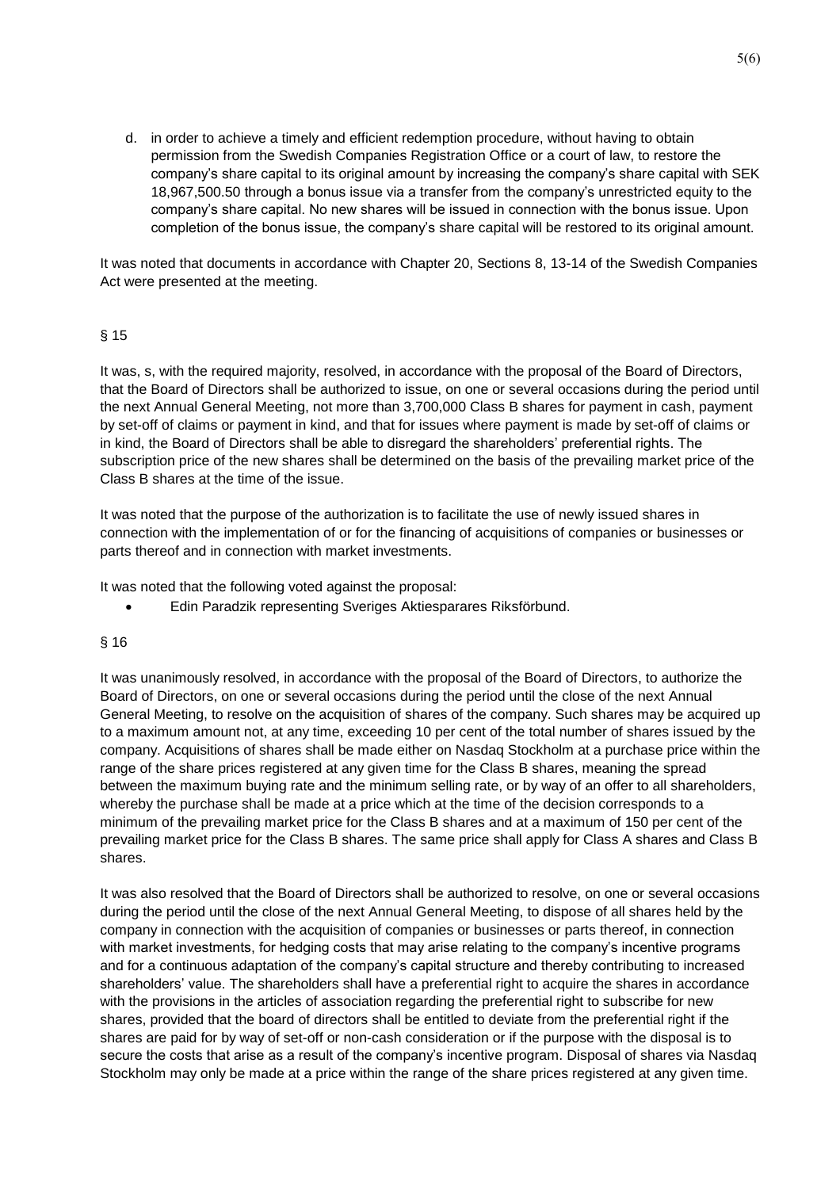d. in order to achieve a timely and efficient redemption procedure, without having to obtain permission from the Swedish Companies Registration Office or a court of law, to restore the company's share capital to its original amount by increasing the company's share capital with SEK 18,967,500.50 through a bonus issue via a transfer from the company's unrestricted equity to the company's share capital. No new shares will be issued in connection with the bonus issue. Upon completion of the bonus issue, the company's share capital will be restored to its original amount.

It was noted that documents in accordance with Chapter 20, Sections 8, 13-14 of the Swedish Companies Act were presented at the meeting.

§ 15

It was, s, with the required majority, resolved, in accordance with the proposal of the Board of Directors, that the Board of Directors shall be authorized to issue, on one or several occasions during the period until the next Annual General Meeting, not more than 3,700,000 Class B shares for payment in cash, payment by set-off of claims or payment in kind, and that for issues where payment is made by set-off of claims or in kind, the Board of Directors shall be able to disregard the shareholders' preferential rights. The subscription price of the new shares shall be determined on the basis of the prevailing market price of the Class B shares at the time of the issue.

It was noted that the purpose of the authorization is to facilitate the use of newly issued shares in connection with the implementation of or for the financing of acquisitions of companies or businesses or parts thereof and in connection with market investments.

It was noted that the following voted against the proposal:

- Edin Paradzik representing Sveriges Aktiesparares Riksförbund.

§ 16

It was unanimously resolved, in accordance with the proposal of the Board of Directors, to authorize the Board of Directors, on one or several occasions during the period until the close of the next Annual General Meeting, to resolve on the acquisition of shares of the company. Such shares may be acquired up to a maximum amount not, at any time, exceeding 10 per cent of the total number of shares issued by the company. Acquisitions of shares shall be made either on Nasdaq Stockholm at a purchase price within the range of the share prices registered at any given time for the Class B shares, meaning the spread between the maximum buying rate and the minimum selling rate, or by way of an offer to all shareholders, whereby the purchase shall be made at a price which at the time of the decision corresponds to a minimum of the prevailing market price for the Class B shares and at a maximum of 150 per cent of the prevailing market price for the Class B shares. The same price shall apply for Class A shares and Class B shares.

It was also resolved that the Board of Directors shall be authorized to resolve, on one or several occasions during the period until the close of the next Annual General Meeting, to dispose of all shares held by the company in connection with the acquisition of companies or businesses or parts thereof, in connection with market investments, for hedging costs that may arise relating to the company's incentive programs and for a continuous adaptation of the company's capital structure and thereby contributing to increased shareholders' value. The shareholders shall have a preferential right to acquire the shares in accordance with the provisions in the articles of association regarding the preferential right to subscribe for new shares, provided that the board of directors shall be entitled to deviate from the preferential right if the shares are paid for by way of set-off or non-cash consideration or if the purpose with the disposal is to secure the costs that arise as a result of the company's incentive program. Disposal of shares via Nasdaq Stockholm may only be made at a price within the range of the share prices registered at any given time.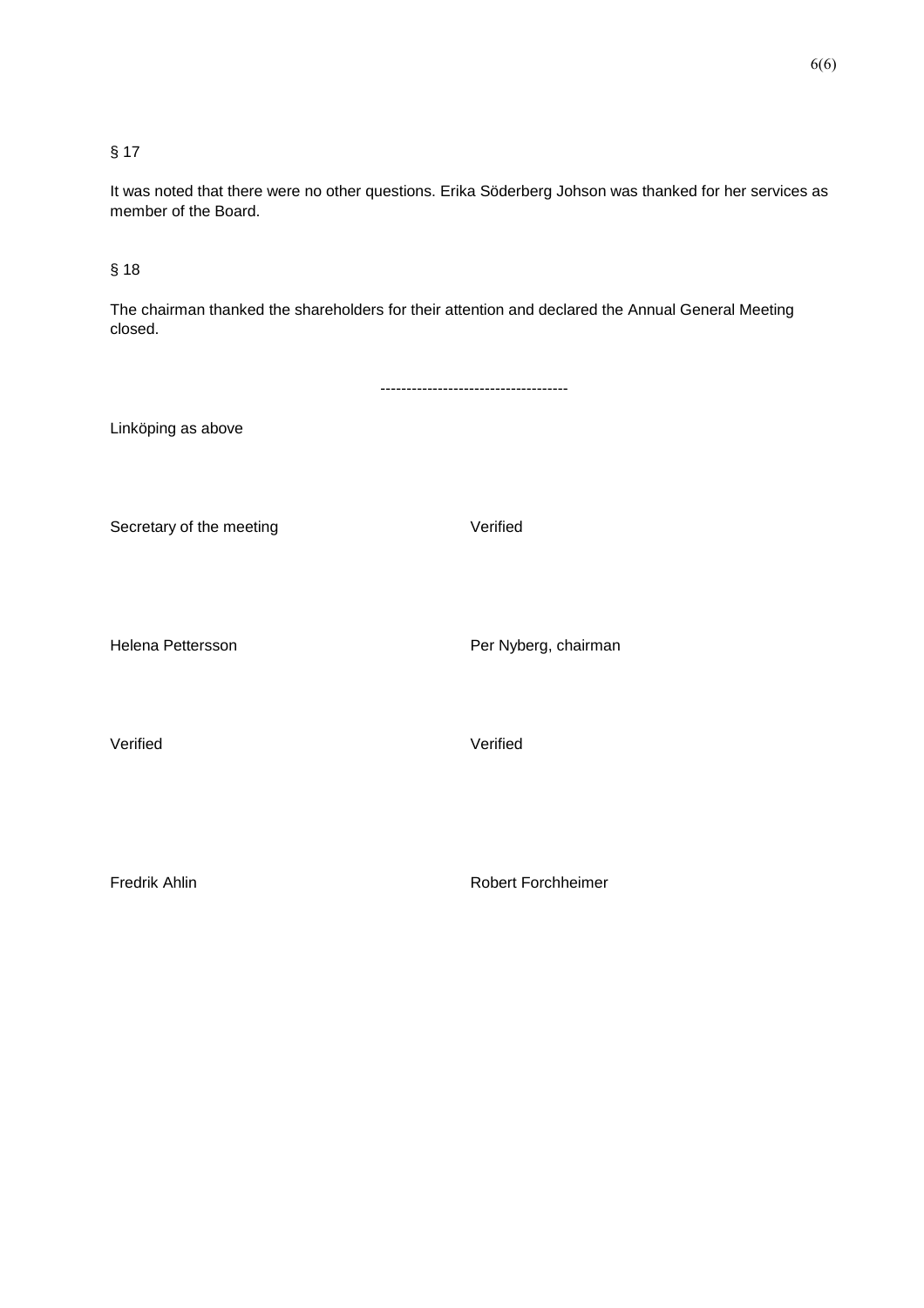§ 17

It was noted that there were no other questions. Erika Söderberg Johson was thanked for her services as member of the Board.

§ 18

The chairman thanked the shareholders for their attention and declared the Annual General Meeting closed.

-----------------------------------

Linköping as above

| | |
|---|---|
| Secretary of the meeting | Verified |
| Helena Pettersson | Per Nyberg, chairman |
| Verified | Verified |
| Fredrik Ahlin | Robert Forchheimer |